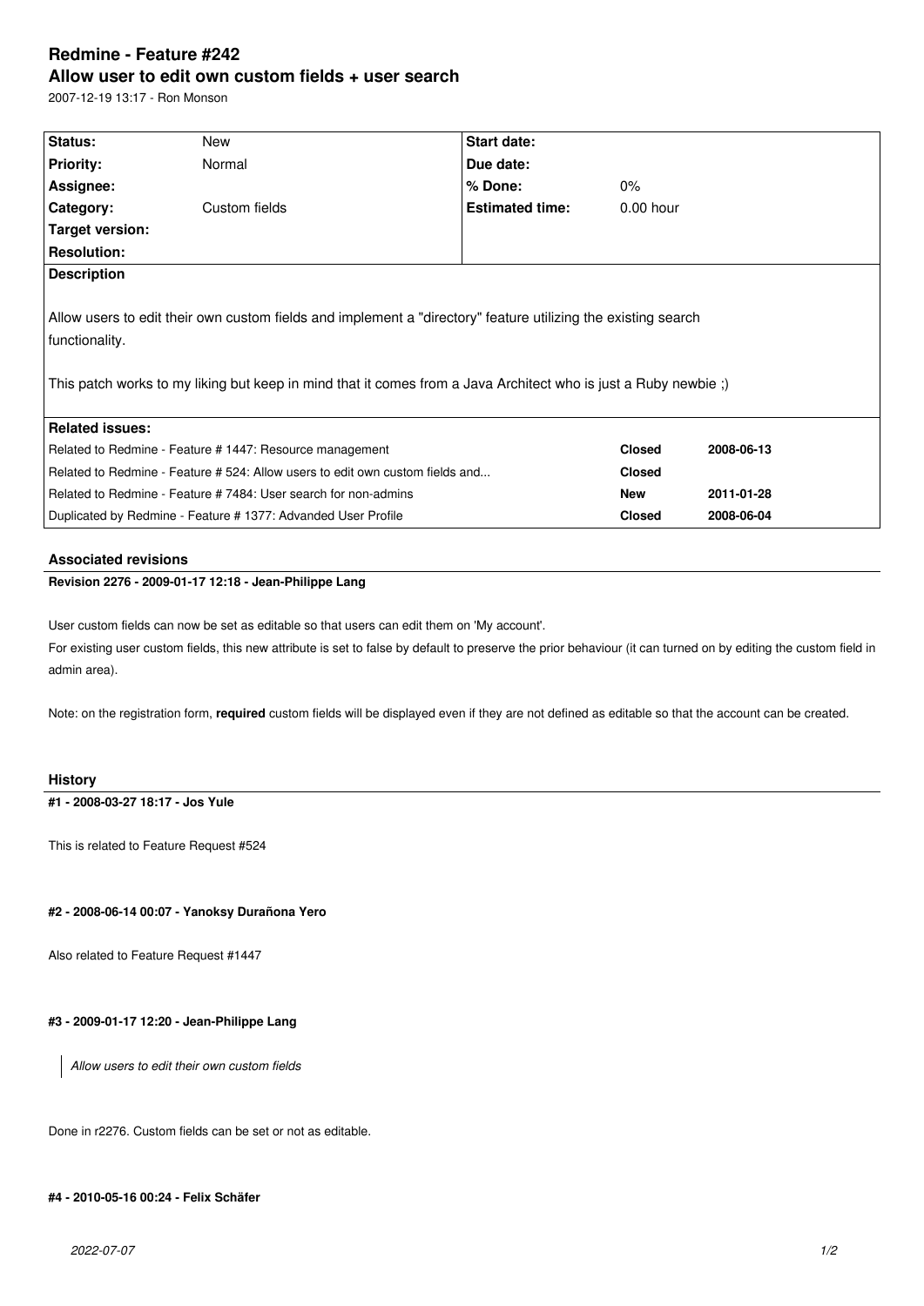# Redmine - Feature #242

## Allow user to edit own custom fields + user search

2007-12-19 13:17 - Ron Monson

| Status: | New | Start date: | |
|---|---|---|---|
| Priority: | Normal | Due date: | |
| Assignee: | | % Done: | 0% |
| Category: | Custom fields | Estimated time: | 0.00 hour |
| Target version: | | | |
| Resolution: | | | |

**Description**

Allow users to edit their own custom fields and implement a "directory" feature utilizing the existing search functionality.

This patch works to my liking but keep in mind that it comes from a Java Architect who is just a Ruby newbie ;)

**Related issues:**

| | | |
|---|---|---|
| Related to Redmine - Feature # 1447: Resource management | **Closed** | **2008-06-13** |
| Related to Redmine - Feature # 524: Allow users to edit own custom fields and... | **Closed** | |
| Related to Redmine - Feature # 7484: User search for non-admins | **New** | **2011-01-28** |
| Duplicated by Redmine - Feature # 1377: Advanded User Profile | **Closed** | **2008-06-04** |

### Associated revisions

**Revision 2276 - 2009-01-17 12:18 - Jean-Philippe Lang**

User custom fields can now be set as editable so that users can edit them on 'My account'.
For existing user custom fields, this new attribute is set to false by default to preserve the prior behaviour (it can turned on by editing the custom field in admin area).

Note: on the registration form, **required** custom fields will be displayed even if they are not defined as editable so that the account can be created.

### History

**#1 - 2008-03-27 18:17 - Jos Yule**

This is related to Feature Request #524

**#2 - 2008-06-14 00:07 - Yanoksy Durañona Yero**

Also related to Feature Request #1447

**#3 - 2009-01-17 12:20 - Jean-Philippe Lang**

> *Allow users to edit their own custom fields*

Done in r2276. Custom fields can be set or not as editable.

**#4 - 2010-05-16 00:24 - Felix Schäfer**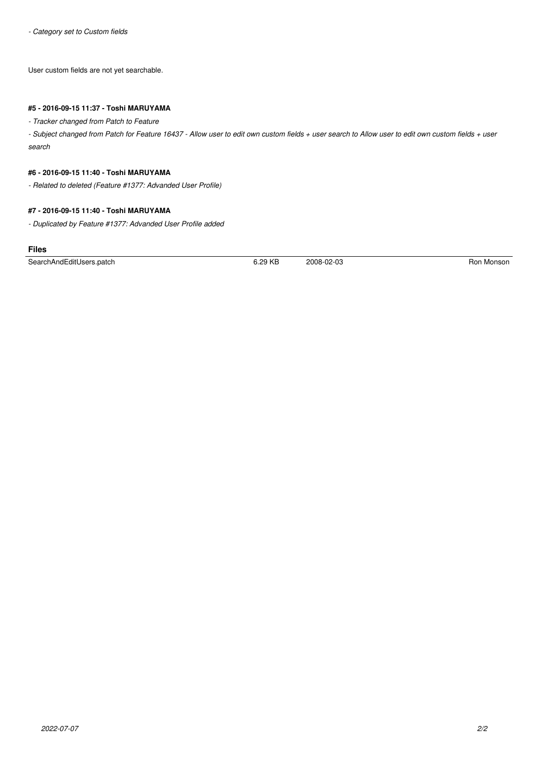*- Category set to Custom fields*

User custom fields are not yet searchable.

#### #5 - 2016-09-15 11:37 - Toshi MARUYAMA

*- Tracker changed from Patch to Feature*

*- Subject changed from Patch for Feature 16437 - Allow user to edit own custom fields + user search to Allow user to edit own custom fields + user search*

#### #6 - 2016-09-15 11:40 - Toshi MARUYAMA

*- Related to deleted (Feature #1377: Advanded User Profile)*

#### #7 - 2016-09-15 11:40 - Toshi MARUYAMA

*- Duplicated by Feature #1377: Advanded User Profile added*

### Files

| | | | |
|---|---|---|---|
| SearchAndEditUsers.patch | 6.29 KB | 2008-02-03 | Ron Monson |